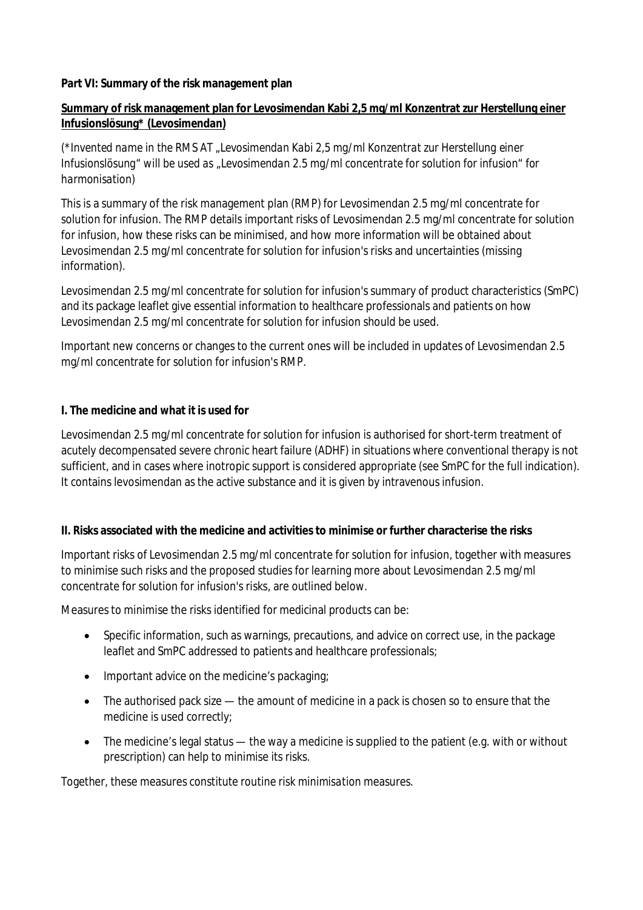**Part VI: Summary of the risk management plan**

**Summary of risk management plan for Levosimendan Kabi 2,5 mg/ml Konzentrat zur Herstellung einer Infusionslösung* (Levosimendan)**

*(\*Invented name in the RMS AT „Levosimendan Kabi 2,5 mg/ml Konzentrat zur Herstellung einer Infusionslösung" will be used as „Levosimendan 2.5 mg/ml concentrate for solution for infusion" for harmonisation)*

This is a summary of the risk management plan (RMP) for Levosimendan 2.5 mg/ml concentrate for solution for infusion. The RMP details important risks of Levosimendan 2.5 mg/ml concentrate for solution for infusion, how these risks can be minimised, and how more information will be obtained about Levosimendan 2.5 mg/ml concentrate for solution for infusion's risks and uncertainties (missing information).

Levosimendan 2.5 mg/ml concentrate for solution for infusion's summary of product characteristics (SmPC) and its package leaflet give essential information to healthcare professionals and patients on how Levosimendan 2.5 mg/ml concentrate for solution for infusion should be used.

Important new concerns or changes to the current ones will be included in updates of Levosimendan 2.5 mg/ml concentrate for solution for infusion's RMP.

**I. The medicine and what it is used for**

Levosimendan 2.5 mg/ml concentrate for solution for infusion is authorised for short-term treatment of acutely decompensated severe chronic heart failure (ADHF) in situations where conventional therapy is not sufficient, and in cases where inotropic support is considered appropriate (see SmPC for the full indication). It contains levosimendan as the active substance and it is given by intravenous infusion.

**II. Risks associated with the medicine and activities to minimise or further characterise the risks**

Important risks of Levosimendan 2.5 mg/ml concentrate for solution for infusion, together with measures to minimise such risks and the proposed studies for learning more about Levosimendan 2.5 mg/ml concentrate for solution for infusion's risks, are outlined below.

Measures to minimise the risks identified for medicinal products can be:

- Specific information, such as warnings, precautions, and advice on correct use, in the package leaflet and SmPC addressed to patients and healthcare professionals;
- Important advice on the medicine's packaging;
- The authorised pack size — the amount of medicine in a pack is chosen so to ensure that the medicine is used correctly;
- The medicine's legal status — the way a medicine is supplied to the patient (e.g. with or without prescription) can help to minimise its risks.

Together, these measures constitute *routine risk minimisation* measures.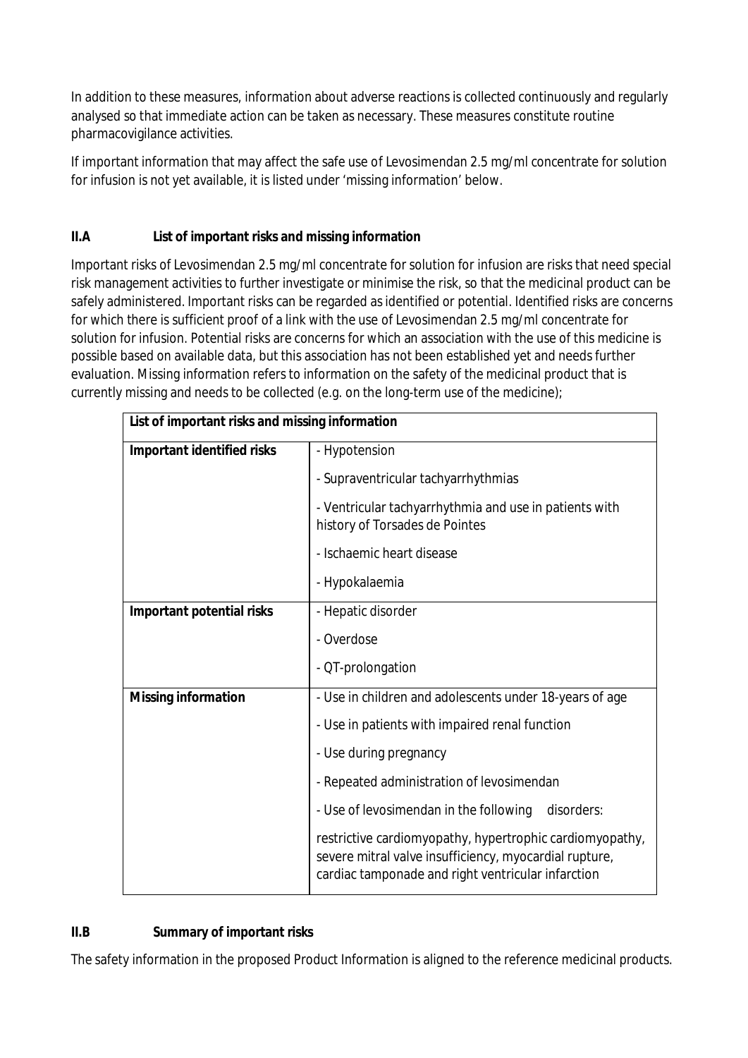In addition to these measures, information about adverse reactions is collected continuously and regularly analysed so that immediate action can be taken as necessary. These measures constitute routine pharmacovigilance activities.

If important information that may affect the safe use of Levosimendan 2.5 mg/ml concentrate for solution for infusion is not yet available, it is listed under 'missing information' below.

## II.A List of important risks and missing information

Important risks of Levosimendan 2.5 mg/ml concentrate for solution for infusion are risks that need special risk management activities to further investigate or minimise the risk, so that the medicinal product can be safely administered. Important risks can be regarded as identified or potential. Identified risks are concerns for which there is sufficient proof of a link with the use of Levosimendan 2.5 mg/ml concentrate for solution for infusion. Potential risks are concerns for which an association with the use of this medicine is possible based on available data, but this association has not been established yet and needs further evaluation. Missing information refers to information on the safety of the medicinal product that is currently missing and needs to be collected (e.g. on the long-term use of the medicine);

| **List of important risks and missing information** | |
|---|---|
| **Important identified risks** | - Hypotension<br>- Supraventricular tachyarrhythmias<br>- Ventricular tachyarrhythmia and use in patients with history of Torsades de Pointes<br>- Ischaemic heart disease<br>- Hypokalaemia |
| **Important potential risks** | - Hepatic disorder<br>- Overdose<br>- QT-prolongation |
| **Missing information** | - Use in children and adolescents under 18-years of age<br>- Use in patients with impaired renal function<br>- Use during pregnancy<br>- Repeated administration of levosimendan<br>- Use of levosimendan in the following disorders:<br>restrictive cardiomyopathy, hypertrophic cardiomyopathy, severe mitral valve insufficiency, myocardial rupture, cardiac tamponade and right ventricular infarction |

## II.B Summary of important risks

The safety information in the proposed Product Information is aligned to the reference medicinal products.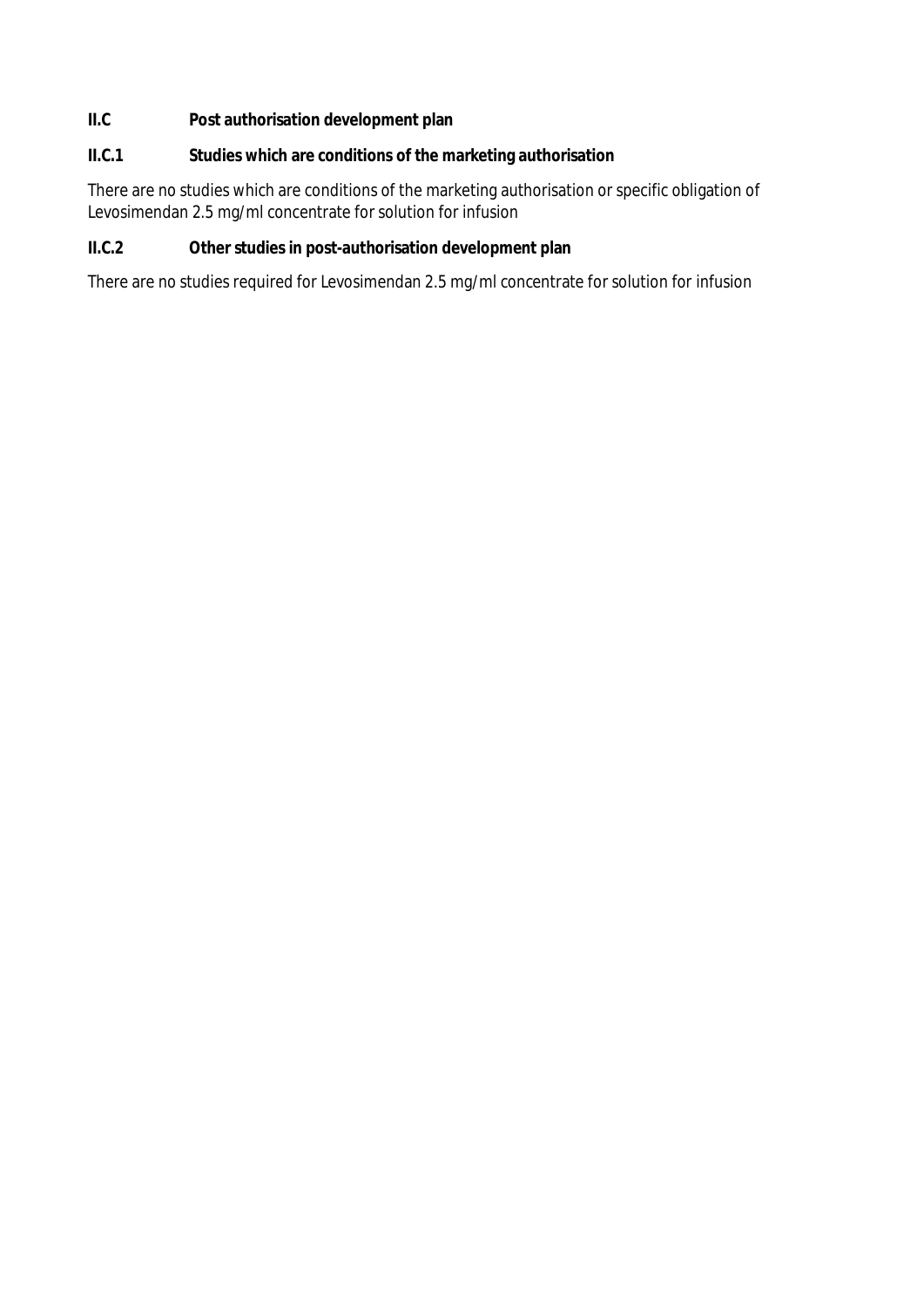## II.C Post authorisation development plan

### II.C.1 Studies which are conditions of the marketing authorisation

There are no studies which are conditions of the marketing authorisation or specific obligation of Levosimendan 2.5 mg/ml concentrate for solution for infusion

### II.C.2 Other studies in post-authorisation development plan

There are no studies required for Levosimendan 2.5 mg/ml concentrate for solution for infusion